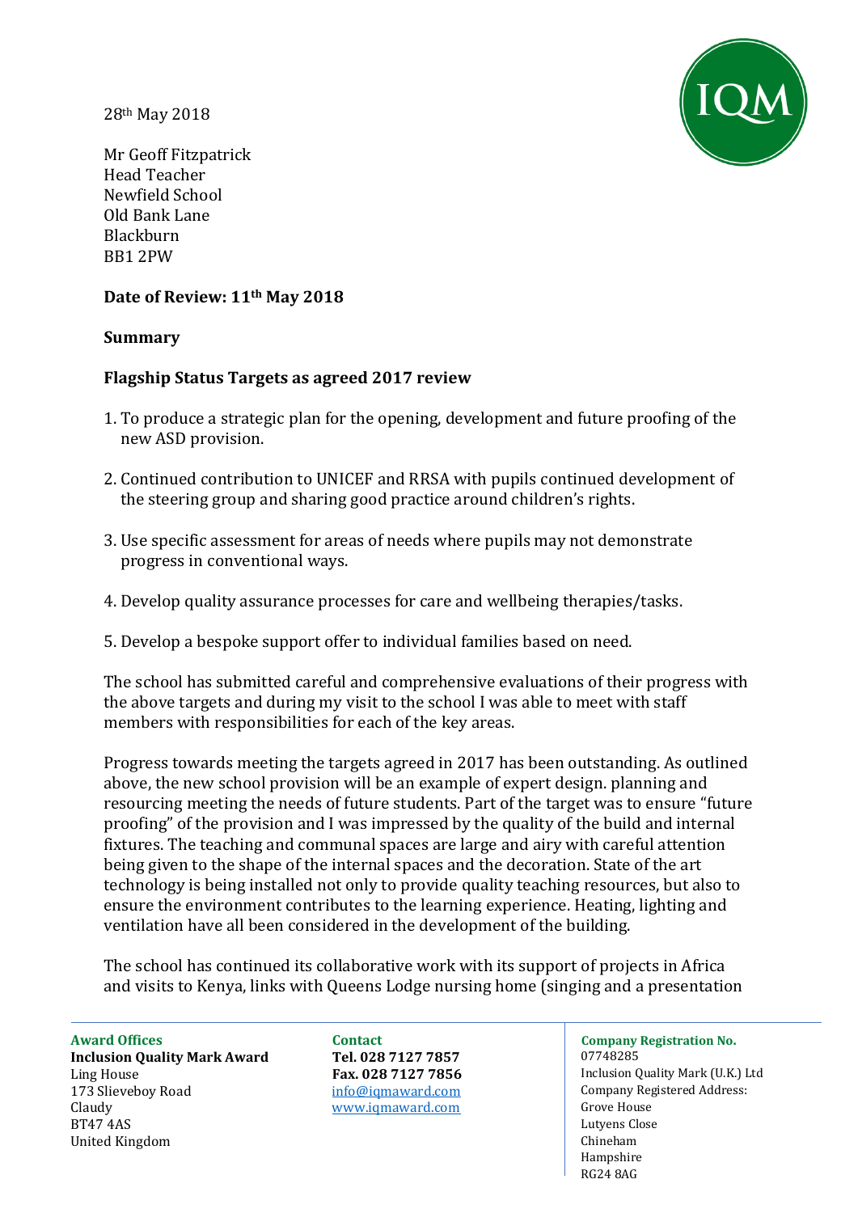28th May 2018

Mr Geoff Fitzpatrick
Head Teacher
Newfield School
Old Bank Lane
Blackburn
BB1 2PW

**Date of Review: 11th May 2018**

**Summary**

**Flagship Status Targets as agreed 2017 review**

1. To produce a strategic plan for the opening, development and future proofing of the new ASD provision.

2. Continued contribution to UNICEF and RRSA with pupils continued development of the steering group and sharing good practice around children's rights.

3. Use specific assessment for areas of needs where pupils may not demonstrate progress in conventional ways.

4. Develop quality assurance processes for care and wellbeing therapies/tasks.

5. Develop a bespoke support offer to individual families based on need.

The school has submitted careful and comprehensive evaluations of their progress with the above targets and during my visit to the school I was able to meet with staff members with responsibilities for each of the key areas.

Progress towards meeting the targets agreed in 2017 has been outstanding. As outlined above, the new school provision will be an example of expert design. planning and resourcing meeting the needs of future students. Part of the target was to ensure "future proofing" of the provision and I was impressed by the quality of the build and internal fixtures. The teaching and communal spaces are large and airy with careful attention being given to the shape of the internal spaces and the decoration. State of the art technology is being installed not only to provide quality teaching resources, but also to ensure the environment contributes to the learning experience. Heating, lighting and ventilation have all been considered in the development of the building.

The school has continued its collaborative work with its support of projects in Africa and visits to Kenya, links with Queens Lodge nursing home (singing and a presentation

**Award Offices**
**Inclusion Quality Mark Award**
Ling House
173 Slieveboy Road
Claudy
BT47 4AS
United Kingdom

**Contact**
**Tel. 028 7127 7857**
**Fax. 028 7127 7856**
info@iqmaward.com
www.iqmaward.com

**Company Registration No.**
07748285
Inclusion Quality Mark (U.K.) Ltd
Company Registered Address:
Grove House
Lutyens Close
Chineham
Hampshire
RG24 8AG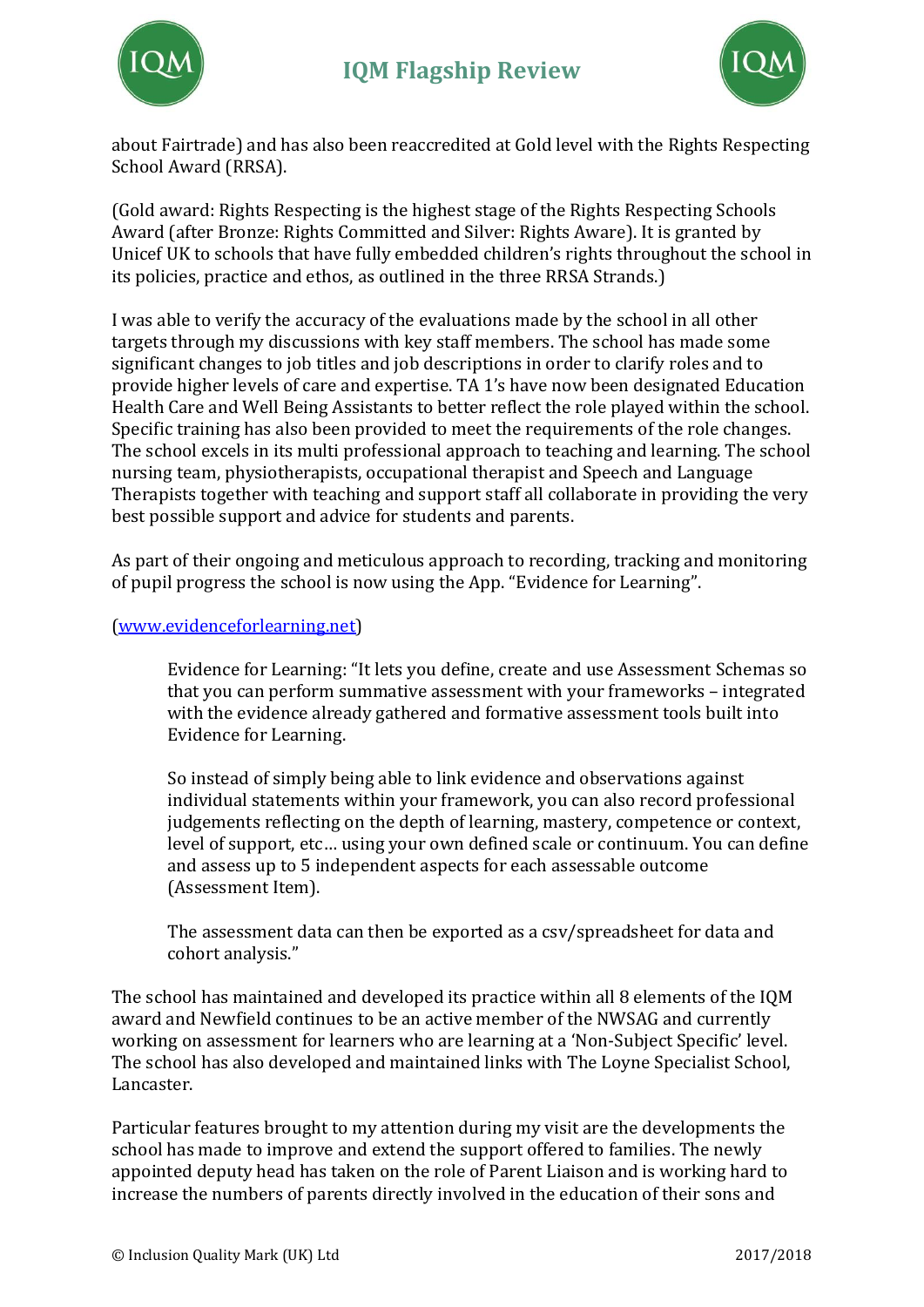about Fairtrade) and has also been reaccredited at Gold level with the Rights Respecting School Award (RRSA).

(Gold award: Rights Respecting is the highest stage of the Rights Respecting Schools Award (after Bronze: Rights Committed and Silver: Rights Aware). It is granted by Unicef UK to schools that have fully embedded children's rights throughout the school in its policies, practice and ethos, as outlined in the three RRSA Strands.)

I was able to verify the accuracy of the evaluations made by the school in all other targets through my discussions with key staff members. The school has made some significant changes to job titles and job descriptions in order to clarify roles and to provide higher levels of care and expertise. TA 1's have now been designated Education Health Care and Well Being Assistants to better reflect the role played within the school. Specific training has also been provided to meet the requirements of the role changes. The school excels in its multi professional approach to teaching and learning. The school nursing team, physiotherapists, occupational therapist and Speech and Language Therapists together with teaching and support staff all collaborate in providing the very best possible support and advice for students and parents.

As part of their ongoing and meticulous approach to recording, tracking and monitoring of pupil progress the school is now using the App. "Evidence for Learning".

([www.evidenceforlearning.net](www.evidenceforlearning.net))

> Evidence for Learning: "It lets you define, create and use Assessment Schemas so that you can perform summative assessment with your frameworks – integrated with the evidence already gathered and formative assessment tools built into Evidence for Learning.
>
> So instead of simply being able to link evidence and observations against individual statements within your framework, you can also record professional judgements reflecting on the depth of learning, mastery, competence or context, level of support, etc… using your own defined scale or continuum. You can define and assess up to 5 independent aspects for each assessable outcome (Assessment Item).
>
> The assessment data can then be exported as a csv/spreadsheet for data and cohort analysis."

The school has maintained and developed its practice within all 8 elements of the IQM award and Newfield continues to be an active member of the NWSAG and currently working on assessment for learners who are learning at a 'Non-Subject Specific' level. The school has also developed and maintained links with The Loyne Specialist School, Lancaster.

Particular features brought to my attention during my visit are the developments the school has made to improve and extend the support offered to families. The newly appointed deputy head has taken on the role of Parent Liaison and is working hard to increase the numbers of parents directly involved in the education of their sons and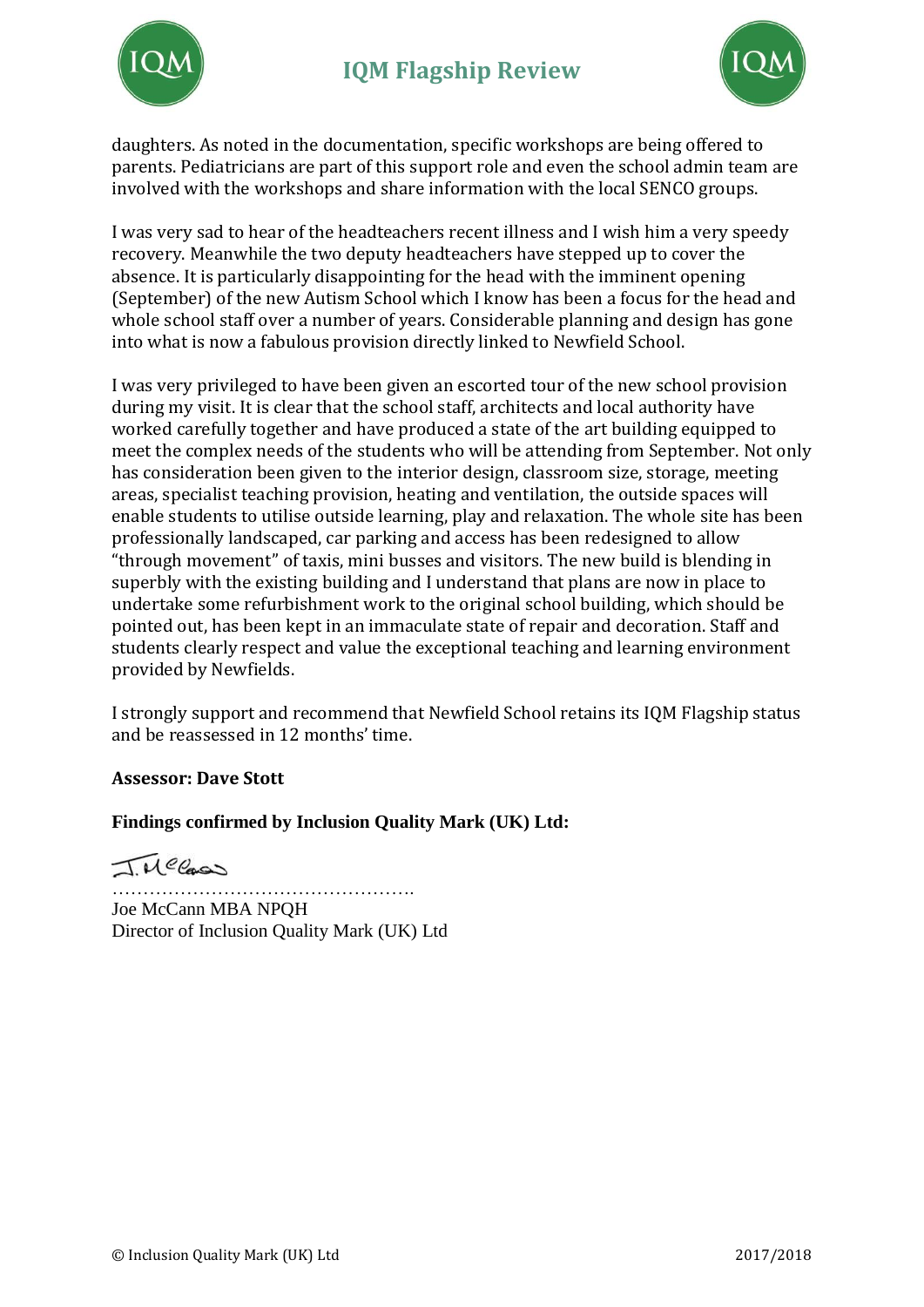daughters. As noted in the documentation, specific workshops are being offered to parents. Pediatricians are part of this support role and even the school admin team are involved with the workshops and share information with the local SENCO groups.

I was very sad to hear of the headteachers recent illness and I wish him a very speedy recovery. Meanwhile the two deputy headteachers have stepped up to cover the absence. It is particularly disappointing for the head with the imminent opening (September) of the new Autism School which I know has been a focus for the head and whole school staff over a number of years. Considerable planning and design has gone into what is now a fabulous provision directly linked to Newfield School.

I was very privileged to have been given an escorted tour of the new school provision during my visit. It is clear that the school staff, architects and local authority have worked carefully together and have produced a state of the art building equipped to meet the complex needs of the students who will be attending from September. Not only has consideration been given to the interior design, classroom size, storage, meeting areas, specialist teaching provision, heating and ventilation, the outside spaces will enable students to utilise outside learning, play and relaxation. The whole site has been professionally landscaped, car parking and access has been redesigned to allow "through movement" of taxis, mini busses and visitors. The new build is blending in superbly with the existing building and I understand that plans are now in place to undertake some refurbishment work to the original school building, which should be pointed out, has been kept in an immaculate state of repair and decoration. Staff and students clearly respect and value the exceptional teaching and learning environment provided by Newfields.

I strongly support and recommend that Newfield School retains its IQM Flagship status and be reassessed in 12 months' time.

**Assessor: Dave Stott**

**Findings confirmed by Inclusion Quality Mark (UK) Ltd:**

J. McCann

…………………………………………….

Joe McCann MBA NPQH
Director of Inclusion Quality Mark (UK) Ltd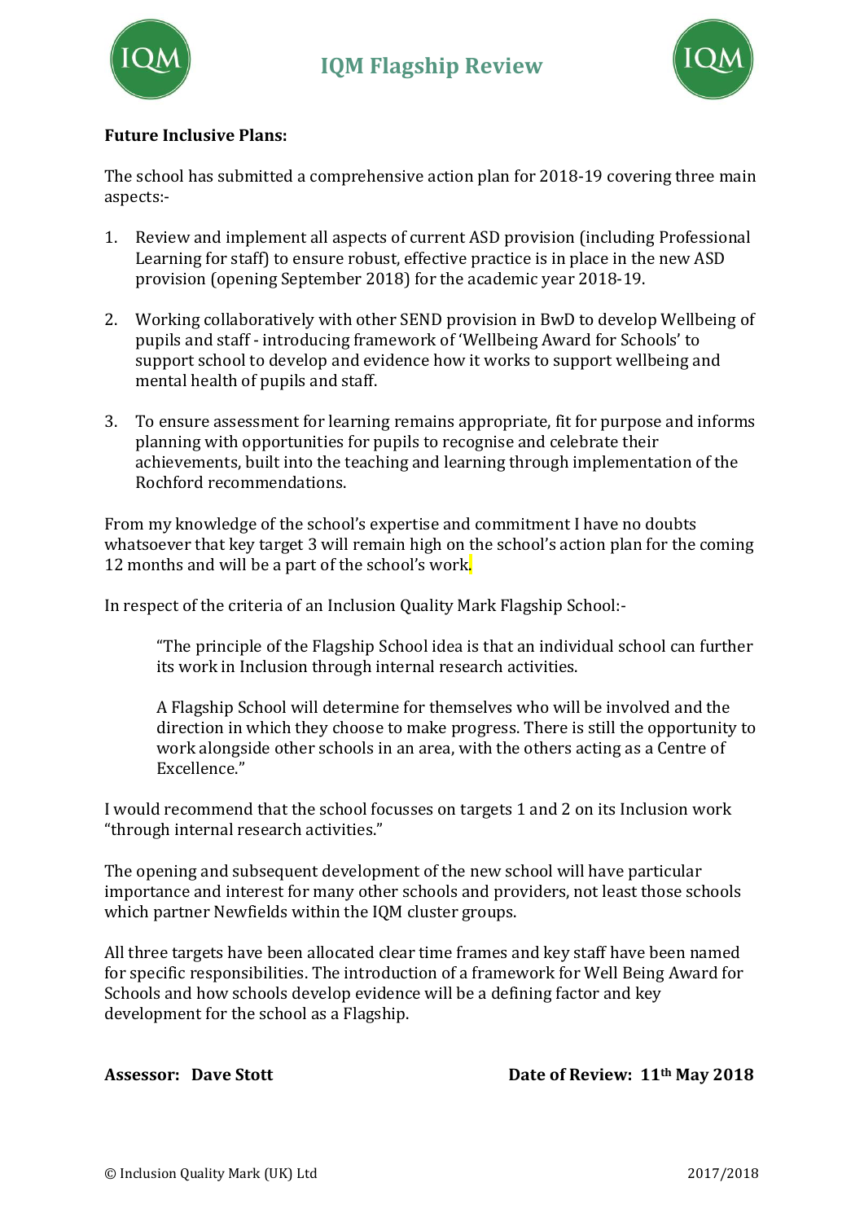**Future Inclusive Plans:**

The school has submitted a comprehensive action plan for 2018-19 covering three main aspects:-

1. Review and implement all aspects of current ASD provision (including Professional Learning for staff) to ensure robust, effective practice is in place in the new ASD provision (opening September 2018) for the academic year 2018-19.

2. Working collaboratively with other SEND provision in BwD to develop Wellbeing of pupils and staff - introducing framework of 'Wellbeing Award for Schools' to support school to develop and evidence how it works to support wellbeing and mental health of pupils and staff.

3. To ensure assessment for learning remains appropriate, fit for purpose and informs planning with opportunities for pupils to recognise and celebrate their achievements, built into the teaching and learning through implementation of the Rochford recommendations.

From my knowledge of the school's expertise and commitment I have no doubts whatsoever that key target 3 will remain high on the school's action plan for the coming 12 months and will be a part of the school's work.

In respect of the criteria of an Inclusion Quality Mark Flagship School:-

> "The principle of the Flagship School idea is that an individual school can further its work in Inclusion through internal research activities.
>
> A Flagship School will determine for themselves who will be involved and the direction in which they choose to make progress. There is still the opportunity to work alongside other schools in an area, with the others acting as a Centre of Excellence."

I would recommend that the school focusses on targets 1 and 2 on its Inclusion work "through internal research activities."

The opening and subsequent development of the new school will have particular importance and interest for many other schools and providers, not least those schools which partner Newfields within the IQM cluster groups.

All three targets have been allocated clear time frames and key staff have been named for specific responsibilities. The introduction of a framework for Well Being Award for Schools and how schools develop evidence will be a defining factor and key development for the school as a Flagship.

**Assessor: Dave Stott** **Date of Review: 11th May 2018**